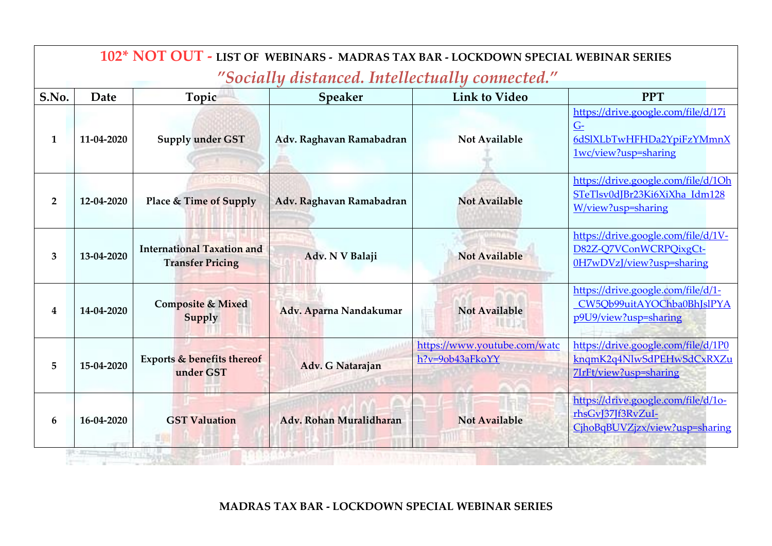# 102* NOT OUT - LIST OF WEBINARS - MADRAS TAX BAR - LOCKDOWN SPECIAL WEBINAR SERIES

*"Socially distanced. Intellectually connected."*

| S.No. | Date | Topic | Speaker | Link to Video | PPT |
|---|---|---|---|---|---|
| 1 | 11-04-2020 | Supply under GST | Adv. Raghavan Ramabadran | Not Available | https://drive.google.com/file/d/17iG-6dSlXLbTwHFHDa2YpiFzYMmnX1wc/view?usp=sharing |
| 2 | 12-04-2020 | Place & Time of Supply | Adv. Raghavan Ramabadran | Not Available | https://drive.google.com/file/d/1OhSTeTlsv0dJBr23Ki6XiXha_Idm128W/view?usp=sharing |
| 3 | 13-04-2020 | International Taxation and Transfer Pricing | Adv. N V Balaji | Not Available | https://drive.google.com/file/d/1V-D82Z-Q7VConWCRPQixgCt-0H7wDVzJ/view?usp=sharing |
| 4 | 14-04-2020 | Composite & Mixed Supply | Adv. Aparna Nandakumar | Not Available | https://drive.google.com/file/d/1-_CW5Qb99uitAYOChba0BhJslPYAp9U9/view?usp=sharing |
| 5 | 15-04-2020 | Exports & benefits thereof under GST | Adv. G Natarajan | https://www.youtube.com/watch?v=9ob43aFkoYY | https://drive.google.com/file/d/1P0knqmK2q4NlwSdPEHwSdCxRXZu7IrFt/view?usp=sharing |
| 6 | 16-04-2020 | GST Valuation | Adv. Rohan Muralidharan | Not Available | https://drive.google.com/file/d/1o-rhsGvJ37Jf3RvZuI-CjhoBqBUVZjzx/view?usp=sharing |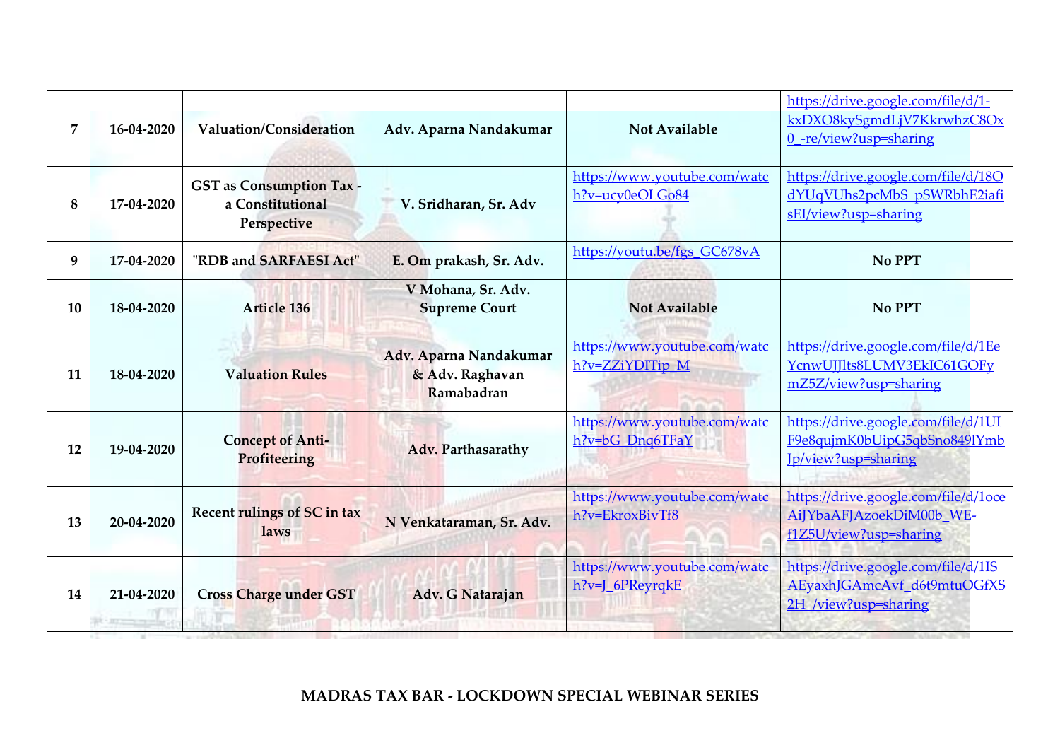| 7 | 16-04-2020 | Valuation/Consideration | Adv. Aparna Nandakumar | Not Available | https://drive.google.com/file/d/1-kxDXO8kySgmdLjV7KkrwhzC8Ox0_-re/view?usp=sharing |
|---|---|---|---|---|---|
| 8 | 17-04-2020 | GST as Consumption Tax - a Constitutional Perspective | V. Sridharan, Sr. Adv | https://www.youtube.com/watch?v=ucy0eOLGo84 | https://drive.google.com/file/d/18OdYUqVUhs2pcMbS_pSWRbhE2iafisEI/view?usp=sharing |
| 9 | 17-04-2020 | "RDB and SARFAESI Act" | E. Om prakash, Sr. Adv. | https://youtu.be/fgs_GC678vA | No PPT |
| 10 | 18-04-2020 | Article 136 | V Mohana, Sr. Adv. Supreme Court | Not Available | No PPT |
| 11 | 18-04-2020 | Valuation Rules | Adv. Aparna Nandakumar & Adv. Raghavan Ramabadran | https://www.youtube.com/watch?v=ZZiYDITip_M | https://drive.google.com/file/d/1EeYcnwUJJlts8LUMV3EkIC61GOFymZ5Z/view?usp=sharing |
| 12 | 19-04-2020 | Concept of Anti-Profiteering | Adv. Parthasarathy | https://www.youtube.com/watch?v=bG_Dnq6TFaY | https://drive.google.com/file/d/1UIF9e8qujmK0bUipG5qbSno849lYmbJp/view?usp=sharing |
| 13 | 20-04-2020 | Recent rulings of SC in tax laws | N Venkataraman, Sr. Adv. | https://www.youtube.com/watch?v=EkroxBivTf8 | https://drive.google.com/file/d/1oceAiJYbaAFJAzoekDiM00b_WE-f1Z5U/view?usp=sharing |
| 14 | 21-04-2020 | Cross Charge under GST | Adv. G Natarajan | https://www.youtube.com/watch?v=J_6PReyrqkE | https://drive.google.com/file/d/1ISAEyaxhJGAmcAvf_d6t9mtuOGfXS2H_/view?usp=sharing |

**MADRAS TAX BAR - LOCKDOWN SPECIAL WEBINAR SERIES**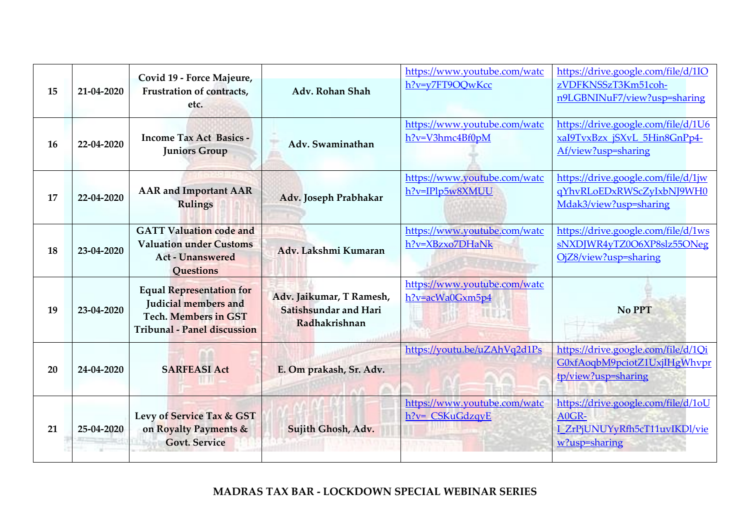| 15 | 21-04-2020 | Covid 19 - Force Majeure, Frustration of contracts, etc. | Adv. Rohan Shah | https://www.youtube.com/watch?v=y7FT9OQwKcc | https://drive.google.com/file/d/1IOzVDFKNSSzT3Km51coh-n9LGBNINuF7/view?usp=sharing |
|---|---|---|---|---|---|
| 16 | 22-04-2020 | Income Tax Act Basics - Juniors Group | Adv. Swaminathan | https://www.youtube.com/watch?v=V3hmc4Bf0pM | https://drive.google.com/file/d/1U6xaI9TvxBzx_jSXvL_5Hin8GnPp4-Af/view?usp=sharing |
| 17 | 22-04-2020 | AAR and Important AAR Rulings | Adv. Joseph Prabhakar | https://www.youtube.com/watch?v=IPlp5w8XMUU | https://drive.google.com/file/d/1jwqYhvRLoEDxRWScZyIxbNJ9WH0Mdak3/view?usp=sharing |
| 18 | 23-04-2020 | GATT Valuation code and Valuation under Customs Act - Unanswered Questions | Adv. Lakshmi Kumaran | https://www.youtube.com/watch?v=XBzxo7DHaNk | https://drive.google.com/file/d/1wssNXDJWR4yTZ0O6XP8slz55ONegOjZ8/view?usp=sharing |
| 19 | 23-04-2020 | Equal Representation for Judicial members and Tech. Members in GST Tribunal - Panel discussion | Adv. Jaikumar, T Ramesh, Satishsundar and Hari Radhakrishnan | https://www.youtube.com/watch?v=acWa0Gxm5p4 | No PPT |
| 20 | 24-04-2020 | SARFEASI Act | E. Om prakash, Sr. Adv. | https://youtu.be/uZAhVq2d1Ps | https://drive.google.com/file/d/1QiG0xfAoqbM9pciotZ1UxjIHgWhvprtp/view?usp=sharing |
| 21 | 25-04-2020 | Levy of Service Tax & GST on Royalty Payments & Govt. Service | Sujith Ghosh, Adv. | https://www.youtube.com/watch?v=_CSKuGdzqyE | https://drive.google.com/file/d/1oUA0GR-I_ZrPjUNUYyRfh5cT11uvIKDl/view?usp=sharing |

**MADRAS TAX BAR - LOCKDOWN SPECIAL WEBINAR SERIES**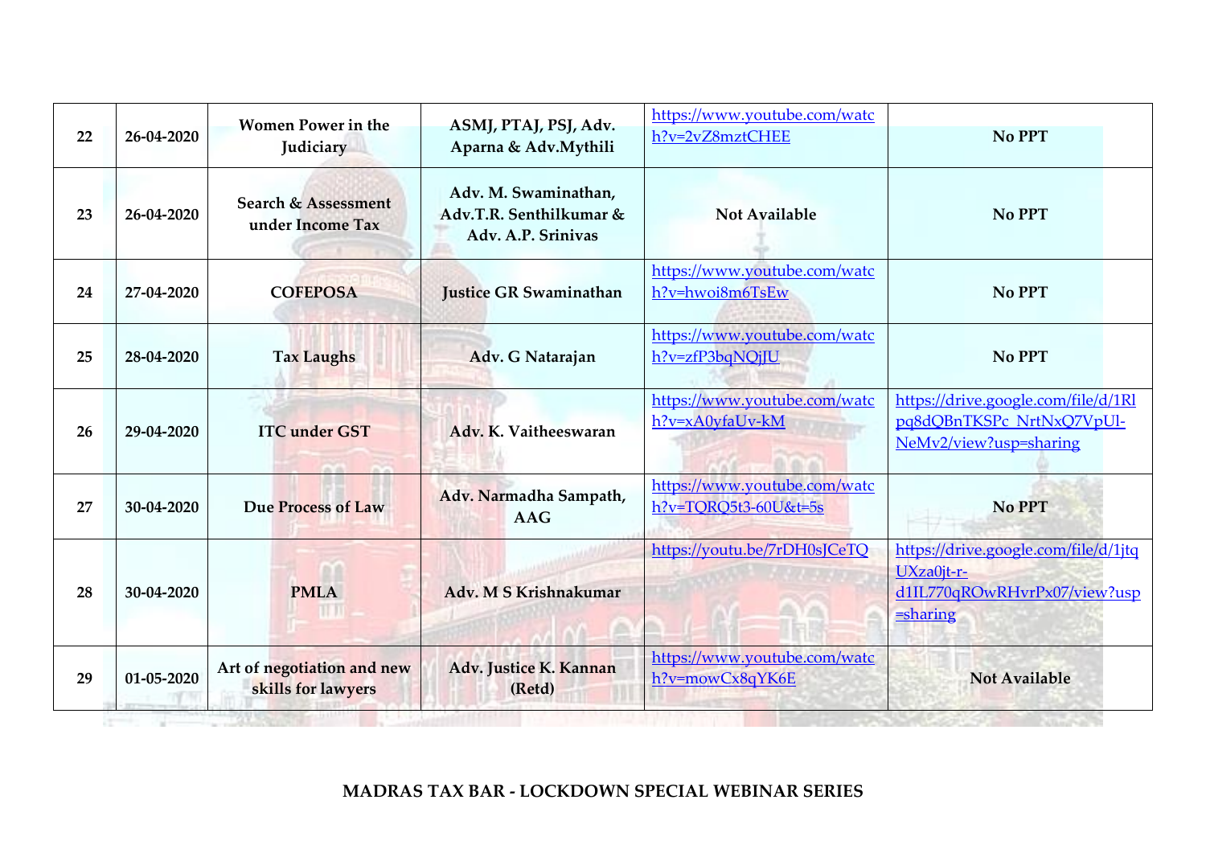| 22 | 26-04-2020 | Women Power in the Judiciary | ASMJ, PTAJ, PSJ, Adv. Aparna & Adv.Mythili | https://www.youtube.com/watch?v=2vZ8mztCHEE | No PPT |
|---|---|---|---|---|---|
| 23 | 26-04-2020 | Search & Assessment under Income Tax | Adv. M. Swaminathan, Adv.T.R. Senthilkumar & Adv. A.P. Srinivas | Not Available | No PPT |
| 24 | 27-04-2020 | COFEPOSA | Justice GR Swaminathan | https://www.youtube.com/watch?v=hwoi8m6TsEw | No PPT |
| 25 | 28-04-2020 | Tax Laughs | Adv. G Natarajan | https://www.youtube.com/watch?v=zfP3bqNQjJU | No PPT |
| 26 | 29-04-2020 | ITC under GST | Adv. K. Vaitheeswaran | https://www.youtube.com/watch?v=xA0yfaUv-kM | https://drive.google.com/file/d/1Rlpq8dQBnTKSPc_NrtNxQ7VpUl-NeMv2/view?usp=sharing |
| 27 | 30-04-2020 | Due Process of Law | Adv. Narmadha Sampath, AAG | https://www.youtube.com/watch?v=TQRQ5t3-60U&t=5s | No PPT |
| 28 | 30-04-2020 | PMLA | Adv. M S Krishnakumar | https://youtu.be/7rDH0sJCeTQ | https://drive.google.com/file/d/1jtqUXza0jt-r-d1IL770qROwRHvrPx07/view?usp=sharing |
| 29 | 01-05-2020 | Art of negotiation and new skills for lawyers | Adv. Justice K. Kannan (Retd) | https://www.youtube.com/watch?v=mowCx8qYK6E | Not Available |

**MADRAS TAX BAR - LOCKDOWN SPECIAL WEBINAR SERIES**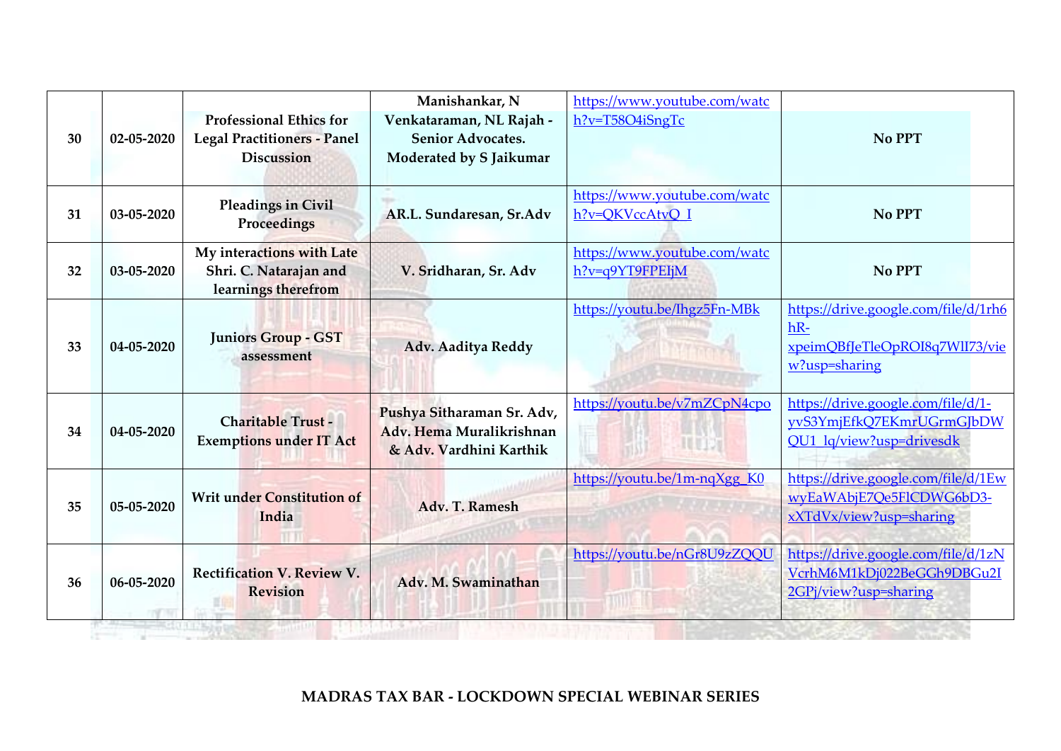| 30 | 02-05-2020 | **Professional Ethics for Legal Practitioners - Panel Discussion** | **Manishankar, N Venkataraman, NL Rajah - Senior Advocates. Moderated by S Jaikumar** | https://www.youtube.com/watch?v=T58O4iSngTc | **No PPT** |
|---|---|---|---|---|---|
| 31 | 03-05-2020 | **Pleadings in Civil Proceedings** | **AR.L. Sundaresan, Sr.Adv** | https://www.youtube.com/watch?v=QKVccAtvQ_I | **No PPT** |
| 32 | 03-05-2020 | **My interactions with Late Shri. C. Natarajan and learnings therefrom** | **V. Sridharan, Sr. Adv** | https://www.youtube.com/watch?v=q9YT9FPEIjM | **No PPT** |
| 33 | 04-05-2020 | **Juniors Group - GST assessment** | **Adv. Aaditya Reddy** | https://youtu.be/Ihgz5Fn-MBk | https://drive.google.com/file/d/1rh6hR-xpeimQBfJeTleOpROI8q7WlI73/view?usp=sharing |
| 34 | 04-05-2020 | **Charitable Trust - Exemptions under IT Act** | **Pushya Sitharaman Sr. Adv, Adv. Hema Muralikrishnan & Adv. Vardhini Karthik** | https://youtu.be/v7mZCpN4cpo | https://drive.google.com/file/d/1-yvS3YmjEfkQ7EKmrUGrmGJbDWQU1_lq/view?usp=drivesdk |
| 35 | 05-05-2020 | **Writ under Constitution of India** | **Adv. T. Ramesh** | https://youtu.be/1m-nqXgg_K0 | https://drive.google.com/file/d/1EwwyEaWAbjE7Qe5FlCDWG6bD3-xXTdVx/view?usp=sharing |
| 36 | 06-05-2020 | **Rectification V. Review V. Revision** | **Adv. M. Swaminathan** | https://youtu.be/nGr8U9zZQQU | https://drive.google.com/file/d/1zNVcrhM6M1kDj022BeGGh9DBGu2I2GPj/view?usp=sharing |

**MADRAS TAX BAR - LOCKDOWN SPECIAL WEBINAR SERIES**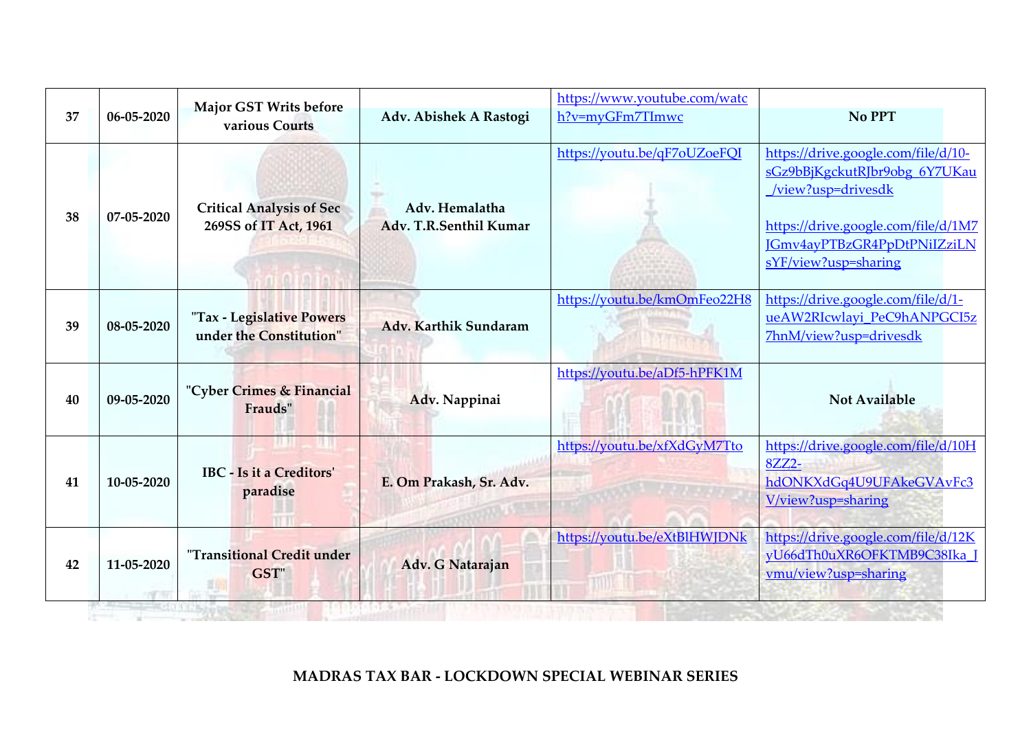| 37 | 06-05-2020 | Major GST Writs before various Courts | Adv. Abishek A Rastogi | https://www.youtube.com/watch?v=myGFm7TImwc | No PPT |
|---|---|---|---|---|---|
| 38 | 07-05-2020 | Critical Analysis of Sec 269SS of IT Act, 1961 | Adv. Hemalatha Adv. T.R.Senthil Kumar | https://youtu.be/qF7oUZoeFQI | https://drive.google.com/file/d/10-sGz9bBjKgckutRJbr9obg_6Y7UKau_/view?usp=drivesdk https://drive.google.com/file/d/1M7JGmv4ayPTBzGR4PpDtPNiIZziLNsYF/view?usp=sharing |
| 39 | 08-05-2020 | "Tax - Legislative Powers under the Constitution" | Adv. Karthik Sundaram | https://youtu.be/kmOmFeo22H8 | https://drive.google.com/file/d/1-ueAW2RIcwlayi_PeC9hANPGCI5z7hnM/view?usp=drivesdk |
| 40 | 09-05-2020 | "Cyber Crimes & Financial Frauds" | Adv. Nappinai | https://youtu.be/aDf5-hPFK1M | Not Available |
| 41 | 10-05-2020 | IBC - Is it a Creditors' paradise | E. Om Prakash, Sr. Adv. | https://youtu.be/xfXdGyM7Tto | https://drive.google.com/file/d/10H8ZZ2-hdONKXdGq4U9UFAkeGVAvFc3V/view?usp=sharing |
| 42 | 11-05-2020 | "Transitional Credit under GST" | Adv. G Natarajan | https://youtu.be/eXtBlHWJDNk | https://drive.google.com/file/d/12KyU66dTh0uXR6OFKTMB9C38Ika_Jvmu/view?usp=sharing |

**MADRAS TAX BAR - LOCKDOWN SPECIAL WEBINAR SERIES**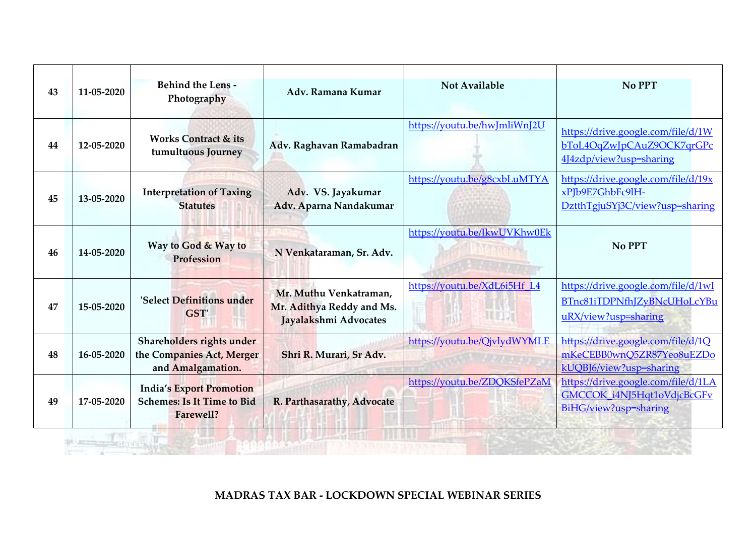| 43 | 11-05-2020 | Behind the Lens - Photography | Adv. Ramana Kumar | Not Available | No PPT |
|---|---|---|---|---|---|
| 44 | 12-05-2020 | Works Contract & its tumultuous Journey | Adv. Raghavan Ramabadran | https://youtu.be/hwJmliWnJ2U | https://drive.google.com/file/d/1WbToL4OqZwJpCAuZ9OCK7qrGPc4J4zdp/view?usp=sharing |
| 45 | 13-05-2020 | Interpretation of Taxing Statutes | Adv. VS. Jayakumar Adv. Aparna Nandakumar | https://youtu.be/g8cxbLuMTYA | https://drive.google.com/file/d/19xxPJb9E7GhbFc9lH-DztthTgjuSYj3C/view?usp=sharing |
| 46 | 14-05-2020 | Way to God & Way to Profession | N Venkataraman, Sr. Adv. | https://youtu.be/JkwUVKhw0Ek | No PPT |
| 47 | 15-05-2020 | 'Select Definitions under GST' | Mr. Muthu Venkatraman, Mr. Adithya Reddy and Ms. Jayalakshmi Advocates | https://youtu.be/XdL6i5Hf_L4 | https://drive.google.com/file/d/1wIBTnc81iTDPNfhJZyBNcUHoLcYBuuRX/view?usp=sharing |
| 48 | 16-05-2020 | Shareholders rights under the Companies Act, Merger and Amalgamation. | Shri R. Murari, Sr Adv. | https://youtu.be/QjvlydWYMLE | https://drive.google.com/file/d/1QmKeCEBB0wnQ5ZR87Yeo8uEZDokUQBJ6/view?usp=sharing |
| 49 | 17-05-2020 | India's Export Promotion Schemes: Is It Time to Bid Farewell? | R. Parthasarathy, Advocate | https://youtu.be/ZDQKSfePZaM | https://drive.google.com/file/d/1LAGMCCOK_i4NJ5Hqt1oVdjcBcGFvBiHG/view?usp=sharing |

**MADRAS TAX BAR - LOCKDOWN SPECIAL WEBINAR SERIES**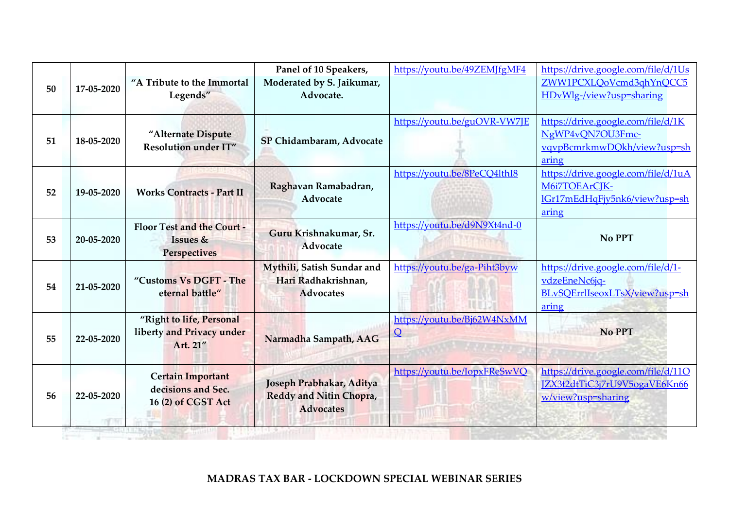| 50 | 17-05-2020 | "A Tribute to the Immortal Legends" | Panel of 10 Speakers, Moderated by S. Jaikumar, Advocate. | https://youtu.be/49ZEMJfgMF4 | https://drive.google.com/file/d/1UsZWW1PCXLQoVcmd3qhYnQCC5HDvWlg-/view?usp=sharing |
|---|---|---|---|---|---|
| 51 | 18-05-2020 | "Alternate Dispute Resolution under IT" | SP Chidambaram, Advocate | https://youtu.be/guOVR-VW7JE | https://drive.google.com/file/d/1KNgWP4vQN7OU3Fmc-vqvpBcmrkmwDQkh/view?usp=sharing |
| 52 | 19-05-2020 | Works Contracts - Part II | Raghavan Ramabadran, Advocate | https://youtu.be/8PeCQ4lthI8 | https://drive.google.com/file/d/1uAM6i7TOEArCJK-lGr17mEdHqFjy5nk6/view?usp=sharing |
| 53 | 20-05-2020 | Floor Test and the Court - Issues & Perspectives | Guru Krishnakumar, Sr. Advocate | https://youtu.be/d9N9Xt4nd-0 | No PPT |
| 54 | 21-05-2020 | "Customs Vs DGFT - The eternal battle" | Mythili, Satish Sundar and Hari Radhakrishnan, Advocates | https://youtu.be/ga-Piht3byw | https://drive.google.com/file/d/1-vdzeEneNc6jq-BLvSQErrlIseoxLTsX/view?usp=sharing |
| 55 | 22-05-2020 | "Right to life, Personal liberty and Privacy under Art. 21" | Narmadha Sampath, AAG | https://youtu.be/Bj62W4NxMMQ | No PPT |
| 56 | 22-05-2020 | Certain Important decisions and Sec. 16 (2) of CGST Act | Joseph Prabhakar, Aditya Reddy and Nitin Chopra, Advocates | https://youtu.be/IopxFReSwVQ | https://drive.google.com/file/d/11OJZX3t2dtTiC3j7rU9V5ogaVE6Kn66w/view?usp=sharing |

**MADRAS TAX BAR - LOCKDOWN SPECIAL WEBINAR SERIES**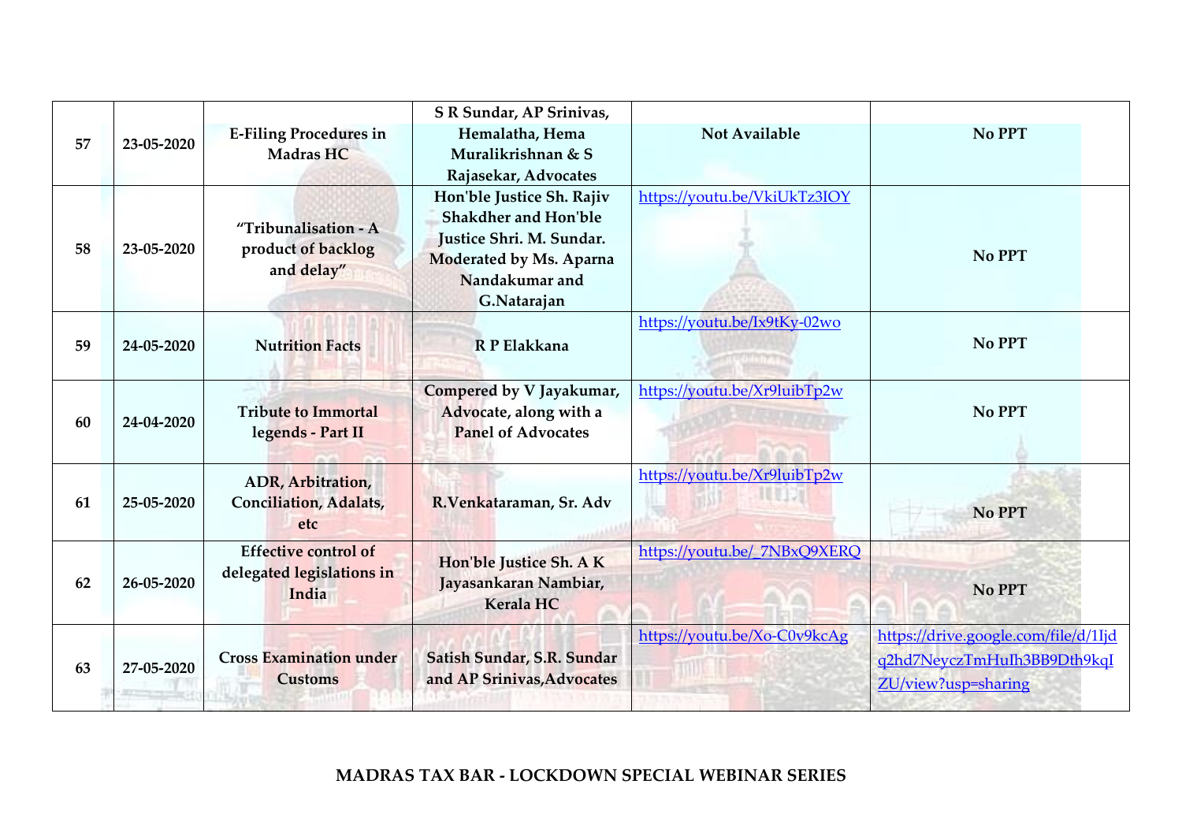| 57 | 23-05-2020 | E-Filing Procedures in Madras HC | S R Sundar, AP Srinivas, Hemalatha, Hema Muralikrishnan & S Rajasekar, Advocates | Not Available | No PPT |
|---|---|---|---|---|---|
| 58 | 23-05-2020 | "Tribunalisation - A product of backlog and delay" | Hon'ble Justice Sh. Rajiv Shakdher and Hon'ble Justice Shri. M. Sundar. Moderated by Ms. Aparna Nandakumar and G.Natarajan | https://youtu.be/VkiUkTz3IOY | No PPT |
| 59 | 24-05-2020 | Nutrition Facts | R P Elakkana | https://youtu.be/Ix9tKy-02wo | No PPT |
| 60 | 24-04-2020 | Tribute to Immortal legends - Part II | Compered by V Jayakumar, Advocate, along with a Panel of Advocates | https://youtu.be/Xr9luibTp2w | No PPT |
| 61 | 25-05-2020 | ADR, Arbitration, Conciliation, Adalats, etc | R.Venkataraman, Sr. Adv | https://youtu.be/Xr9luibTp2w | No PPT |
| 62 | 26-05-2020 | Effective control of delegated legislations in India | Hon'ble Justice Sh. A K Jayasankaran Nambiar, Kerala HC | https://youtu.be/_7NBxQ9XERQ | No PPT |
| 63 | 27-05-2020 | Cross Examination under Customs | Satish Sundar, S.R. Sundar and AP Srinivas,Advocates | https://youtu.be/Xo-C0v9kcAg | https://drive.google.com/file/d/1Ijdq2hd7NeyczTmHuIh3BB9Dth9kqIZU/view?usp=sharing |

**MADRAS TAX BAR - LOCKDOWN SPECIAL WEBINAR SERIES**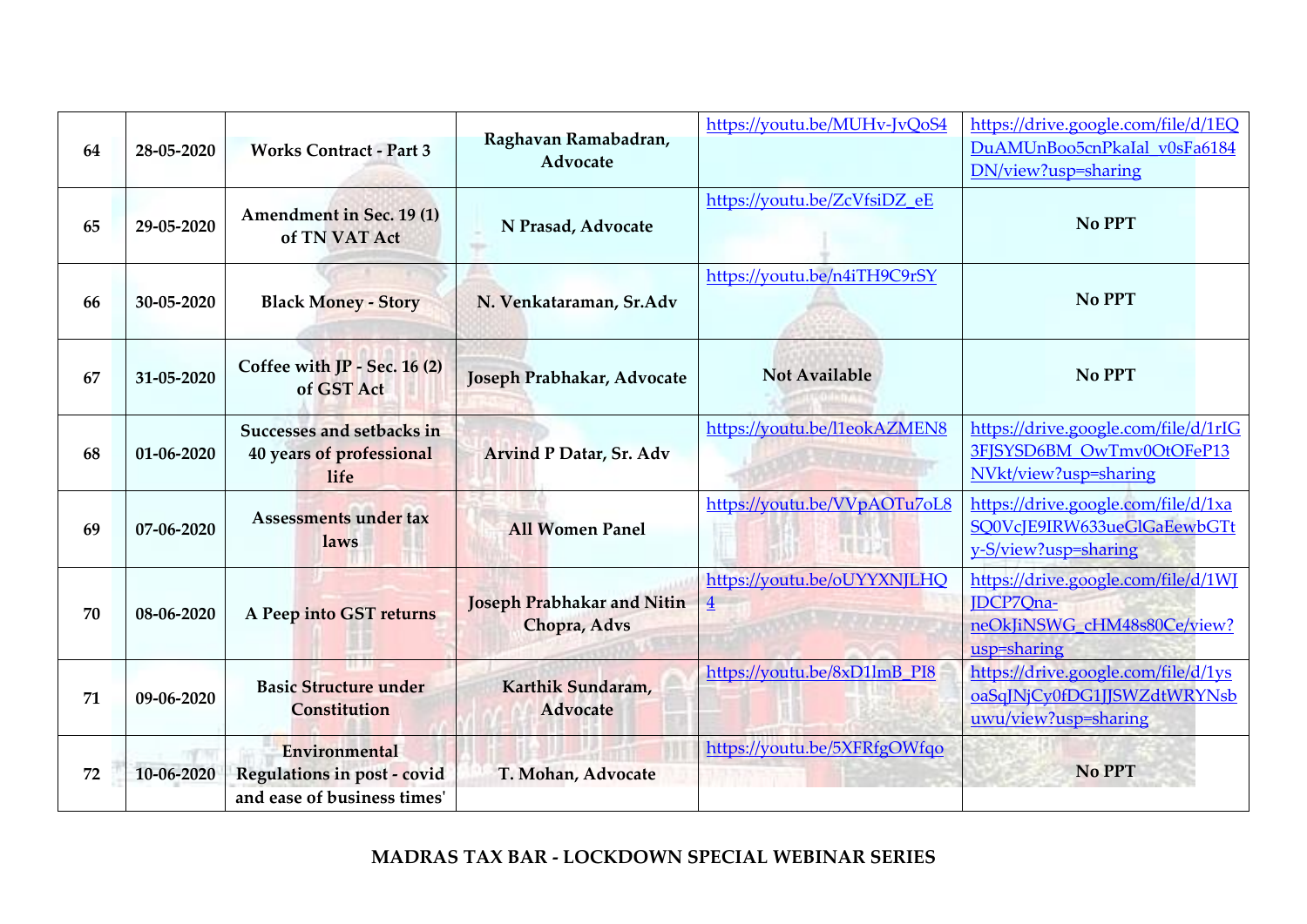| 64 | 28-05-2020 | **Works Contract - Part 3** | **Raghavan Ramabadran, Advocate** | https://youtu.be/MUHv-JvQoS4 | https://drive.google.com/file/d/1EQDuAMUnBoo5cnPkaIal_v0sFa6184DN/view?usp=sharing |
|---|---|---|---|---|---|
| 65 | 29-05-2020 | **Amendment in Sec. 19 (1) of TN VAT Act** | **N Prasad, Advocate** | https://youtu.be/ZcVfsiDZ_eE | **No PPT** |
| 66 | 30-05-2020 | **Black Money - Story** | **N. Venkataraman, Sr.Adv** | https://youtu.be/n4iTH9C9rSY | **No PPT** |
| 67 | 31-05-2020 | **Coffee with JP - Sec. 16 (2) of GST Act** | **Joseph Prabhakar, Advocate** | **Not Available** | **No PPT** |
| 68 | 01-06-2020 | **Successes and setbacks in 40 years of professional life** | **Arvind P Datar, Sr. Adv** | https://youtu.be/l1eokAZMEN8 | https://drive.google.com/file/d/1rIG3FJSYSD6BM_OwTmv0OtOFeP13NVkt/view?usp=sharing |
| 69 | 07-06-2020 | **Assessments under tax laws** | **All Women Panel** | https://youtu.be/VVpAOTu7oL8 | https://drive.google.com/file/d/1xaSQ0VcJE9IRW633ueGlGaEewbGTty-S/view?usp=sharing |
| 70 | 08-06-2020 | **A Peep into GST returns** | **Joseph Prabhakar and Nitin Chopra, Advs** | https://youtu.be/oUYYXNJLHQ4 | https://drive.google.com/file/d/1WJJDCP7Qna-neOkJiNSWG_cHM48s80Ce/view?usp=sharing |
| 71 | 09-06-2020 | **Basic Structure under Constitution** | **Karthik Sundaram, Advocate** | https://youtu.be/8xD1lmB_PI8 | https://drive.google.com/file/d/1ysoaSqJNjCy0fDG1JJSWZdtWRYNsbuwu/view?usp=sharing |
| 72 | 10-06-2020 | **Environmental Regulations in post - covid and ease of business times'** | **T. Mohan, Advocate** | https://youtu.be/5XFRfgOWfqo | **No PPT** |

**MADRAS TAX BAR - LOCKDOWN SPECIAL WEBINAR SERIES**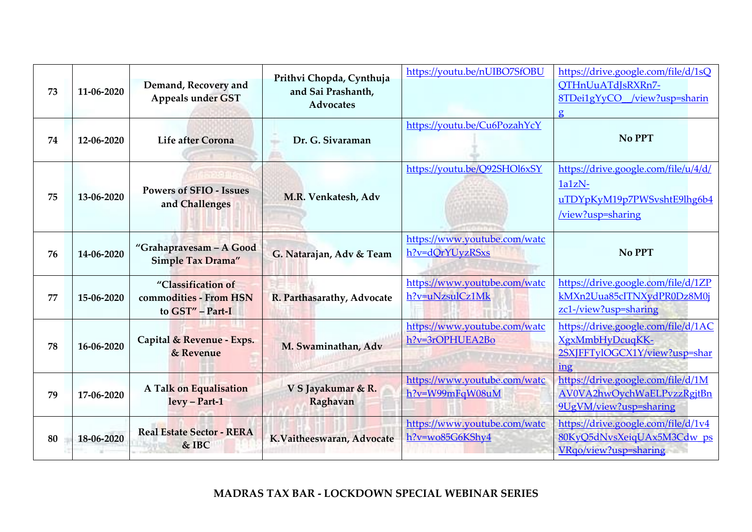| 73 | 11-06-2020 | Demand, Recovery and Appeals under GST | Prithvi Chopda, Cynthuja and Sai Prashanth, Advocates | https://youtu.be/nUIBO7SfOBU | https://drive.google.com/file/d/1sQQTHnUuATdJsRXRn7-8TDei1gYyCO__/view?usp=sharing |
|---|---|---|---|---|---|
| 74 | 12-06-2020 | Life after Corona | Dr. G. Sivaraman | https://youtu.be/Cu6PozahYcY | No PPT |
| 75 | 13-06-2020 | Powers of SFIO - Issues and Challenges | M.R. Venkatesh, Adv | https://youtu.be/Q92SHOl6xSY | https://drive.google.com/file/u/4/d/1a1zN-uTDYpKyM19p7PWSvshtE9lhg6b4/view?usp=sharing |
| 76 | 14-06-2020 | "Grahapravesam – A Good Simple Tax Drama" | G. Natarajan, Adv & Team | https://www.youtube.com/watch?v=dQrYUyzRSxs | No PPT |
| 77 | 15-06-2020 | "Classification of commodities - From HSN to GST" – Part-I | R. Parthasarathy, Advocate | https://www.youtube.com/watch?v=uNzsulCz1Mk | https://drive.google.com/file/d/1ZPkMXn2Uua85cITNXydPR0Dz8M0jzc1-/view?usp=sharing |
| 78 | 16-06-2020 | Capital & Revenue - Exps. & Revenue | M. Swaminathan, Adv | https://www.youtube.com/watch?v=3rOPHUEA2Bo | https://drive.google.com/file/d/1ACXgxMmbHyDcuqKK-2SXJFFTylOGCX1Y/view?usp=sharing |
| 79 | 17-06-2020 | A Talk on Equalisation levy – Part-1 | V S Jayakumar & R. Raghavan | https://www.youtube.com/watch?v=W99mFqW08uM | https://drive.google.com/file/d/1MAV0VA2hwOychWaELPvzzRgjtBn9UgVM/view?usp=sharing |
| 80 | 18-06-2020 | Real Estate Sector - RERA & IBC | K.Vaitheeswaran, Advocate | https://www.youtube.com/watch?v=wo85G6KShy4 | https://drive.google.com/file/d/1v480KyQ5dNvsXeiqUAx5M3Cdw_psVRqo/view?usp=sharing |

**MADRAS TAX BAR - LOCKDOWN SPECIAL WEBINAR SERIES**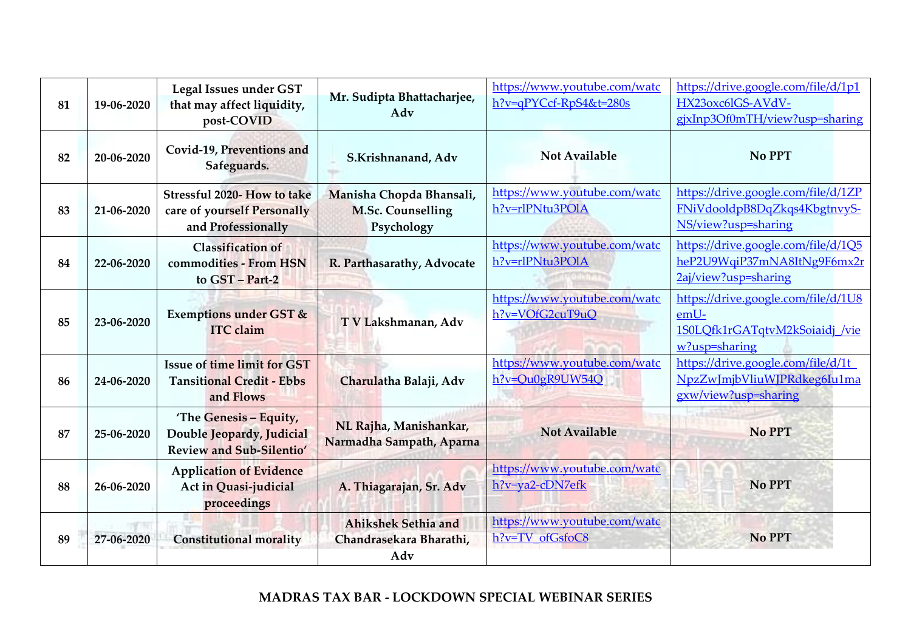| 81 | 19-06-2020 | **Legal Issues under GST that may affect liquidity, post-COVID** | **Mr. Sudipta Bhattacharjee, Adv** | https://www.youtube.com/watch?v=qPYCcf-RpS4&t=280s | https://drive.google.com/file/d/1p1HX23oxc6lGS-AVdV-gjxInp3Of0mTH/view?usp=sharing |
|---|---|---|---|---|---|
| 82 | 20-06-2020 | **Covid-19, Preventions and Safeguards.** | **S.Krishnanand, Adv** | **Not Available** | **No PPT** |
| 83 | 21-06-2020 | **Stressful 2020- How to take care of yourself Personally and Professionally** | **Manisha Chopda Bhansali, M.Sc. Counselling Psychology** | https://www.youtube.com/watch?v=rlPNtu3POlA | https://drive.google.com/file/d/1ZPFNiVdooldpB8DqZkqs4KbgtnvyS-NS/view?usp=sharing |
| 84 | 22-06-2020 | **Classification of commodities - From HSN to GST – Part-2** | **R. Parthasarathy, Advocate** | https://www.youtube.com/watch?v=rlPNtu3POlA | https://drive.google.com/file/d/1Q5heP2U9WqiP37mNA8ItNg9F6mx2r2aj/view?usp=sharing |
| 85 | 23-06-2020 | **Exemptions under GST & ITC claim** | **T V Lakshmanan, Adv** | https://www.youtube.com/watch?v=VOfG2cuT9uQ | https://drive.google.com/file/d/1U8emU-1S0LQfk1rGATqtvM2kSoiaidj_/view?usp=sharing |
| 86 | 24-06-2020 | **Issue of time limit for GST Tansitional Credit - Ebbs and Flows** | **Charulatha Balaji, Adv** | https://www.youtube.com/watch?v=Qu0gR9UW54Q | https://drive.google.com/file/d/1t_NpzZwJmjbVliuWJPRdkeg6Iu1magxw/view?usp=sharing |
| 87 | 25-06-2020 | **'The Genesis – Equity, Double Jeopardy, Judicial Review and Sub-Silentio'** | **NL Rajha, Manishankar, Narmadha Sampath, Aparna** | **Not Available** | **No PPT** |
| 88 | 26-06-2020 | **Application of Evidence Act in Quasi-judicial proceedings** | **A. Thiagarajan, Sr. Adv** | https://www.youtube.com/watch?v=ya2-cDN7efk | **No PPT** |
| 89 | 27-06-2020 | **Constitutional morality** | **Ahikshek Sethia and Chandrasekara Bharathi, Adv** | https://www.youtube.com/watch?v=TV_ofGsfoC8 | **No PPT** |

**MADRAS TAX BAR - LOCKDOWN SPECIAL WEBINAR SERIES**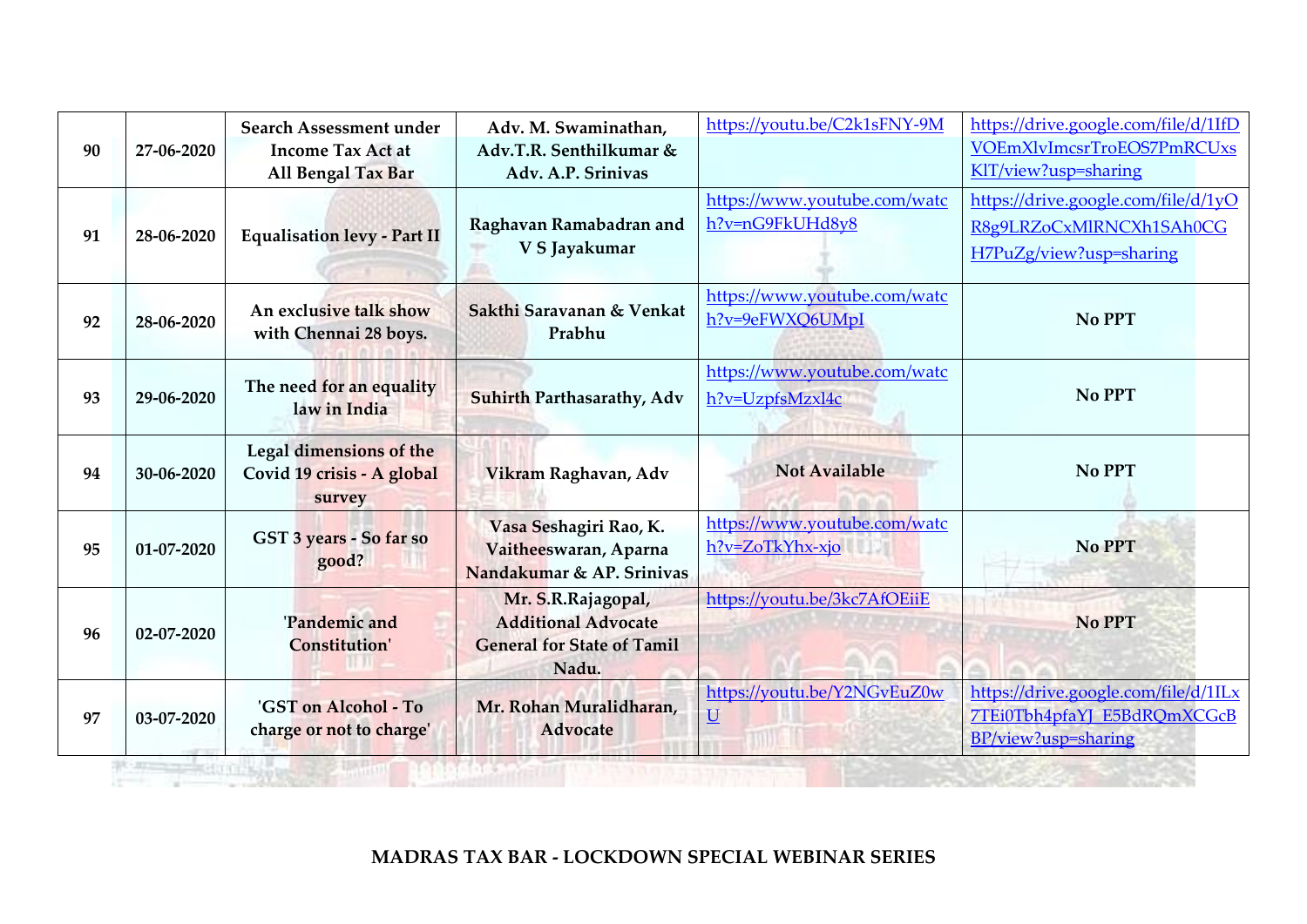| 90 | 27-06-2020 | **Search Assessment under Income Tax Act at All Bengal Tax Bar** | **Adv. M. Swaminathan, Adv.T.R. Senthilkumar & Adv. A.P. Srinivas** | https://youtu.be/C2k1sFNY-9M | https://drive.google.com/file/d/1IfDVOEmXlvImcsrTroEOS7PmRCUxsKlT/view?usp=sharing |
|---|---|---|---|---|---|
| 91 | 28-06-2020 | **Equalisation levy - Part II** | **Raghavan Ramabadran and V S Jayakumar** | https://www.youtube.com/watch?v=nG9FkUHd8y8 | https://drive.google.com/file/d/1yOR8g9LRZoCxMlRNCXh1SAh0CGH7PuZg/view?usp=sharing |
| 92 | 28-06-2020 | **An exclusive talk show with Chennai 28 boys.** | **Sakthi Saravanan & Venkat Prabhu** | https://www.youtube.com/watch?v=9eFWXQ6UMpI | **No PPT** |
| 93 | 29-06-2020 | **The need for an equality law in India** | **Suhirth Parthasarathy, Adv** | https://www.youtube.com/watch?v=UzpfsMzxl4c | **No PPT** |
| 94 | 30-06-2020 | **Legal dimensions of the Covid 19 crisis - A global survey** | **Vikram Raghavan, Adv** | **Not Available** | **No PPT** |
| 95 | 01-07-2020 | **GST 3 years - So far so good?** | **Vasa Seshagiri Rao, K. Vaitheeswaran, Aparna Nandakumar & AP. Srinivas** | https://www.youtube.com/watch?v=ZoTkYhx-xjo | **No PPT** |
| 96 | 02-07-2020 | **'Pandemic and Constitution'** | **Mr. S.R.Rajagopal, Additional Advocate General for State of Tamil Nadu.** | https://youtu.be/3kc7AfOEiiE | **No PPT** |
| 97 | 03-07-2020 | **'GST on Alcohol - To charge or not to charge'** | **Mr. Rohan Muralidharan, Advocate** | https://youtu.be/Y2NGvEuZ0wU | https://drive.google.com/file/d/1ILx7TEi0Tbh4pfaYJ_E5BdRQmXCGcBBP/view?usp=sharing |

**MADRAS TAX BAR - LOCKDOWN SPECIAL WEBINAR SERIES**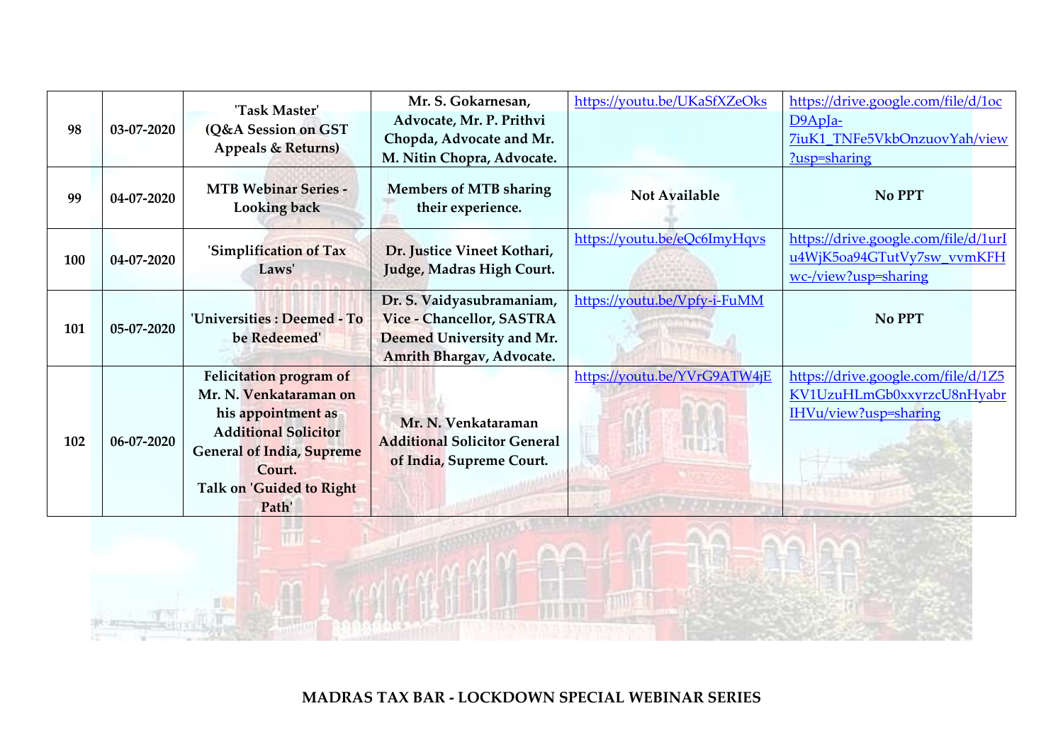| | | | | | |
|---|---|---|---|---|---|
| 98 | 03-07-2020 | 'Task Master' (Q&A Session on GST Appeals & Returns) | Mr. S. Gokarnesan, Advocate, Mr. P. Prithvi Chopda, Advocate and Mr. M. Nitin Chopra, Advocate. | https://youtu.be/UKaSfXZeOks | https://drive.google.com/file/d/1ocD9ApJa-7iuK1_TNFe5VkbOnzuovYah/view?usp=sharing |
| 99 | 04-07-2020 | MTB Webinar Series - Looking back | Members of MTB sharing their experience. | Not Available | No PPT |
| 100 | 04-07-2020 | 'Simplification of Tax Laws' | Dr. Justice Vineet Kothari, Judge, Madras High Court. | https://youtu.be/eQc6ImyHqvs | https://drive.google.com/file/d/1urIu4WjK5oa94GTutVy7sw_vvmKFHwc-/view?usp=sharing |
| 101 | 05-07-2020 | 'Universities : Deemed - To be Redeemed' | Dr. S. Vaidyasubramaniam, Vice - Chancellor, SASTRA Deemed University and Mr. Amrith Bhargav, Advocate. | https://youtu.be/Vpfy-i-FuMM | No PPT |
| 102 | 06-07-2020 | Felicitation program of Mr. N. Venkataraman on his appointment as Additional Solicitor General of India, Supreme Court. Talk on 'Guided to Right Path' | Mr. N. Venkataraman Additional Solicitor General of India, Supreme Court. | https://youtu.be/YVrG9ATW4jE | https://drive.google.com/file/d/1Z5KV1UzuHLmGb0xxvrzcU8nHyabrIHVu/view?usp=sharing |

MADRAS TAX BAR - LOCKDOWN SPECIAL WEBINAR SERIES